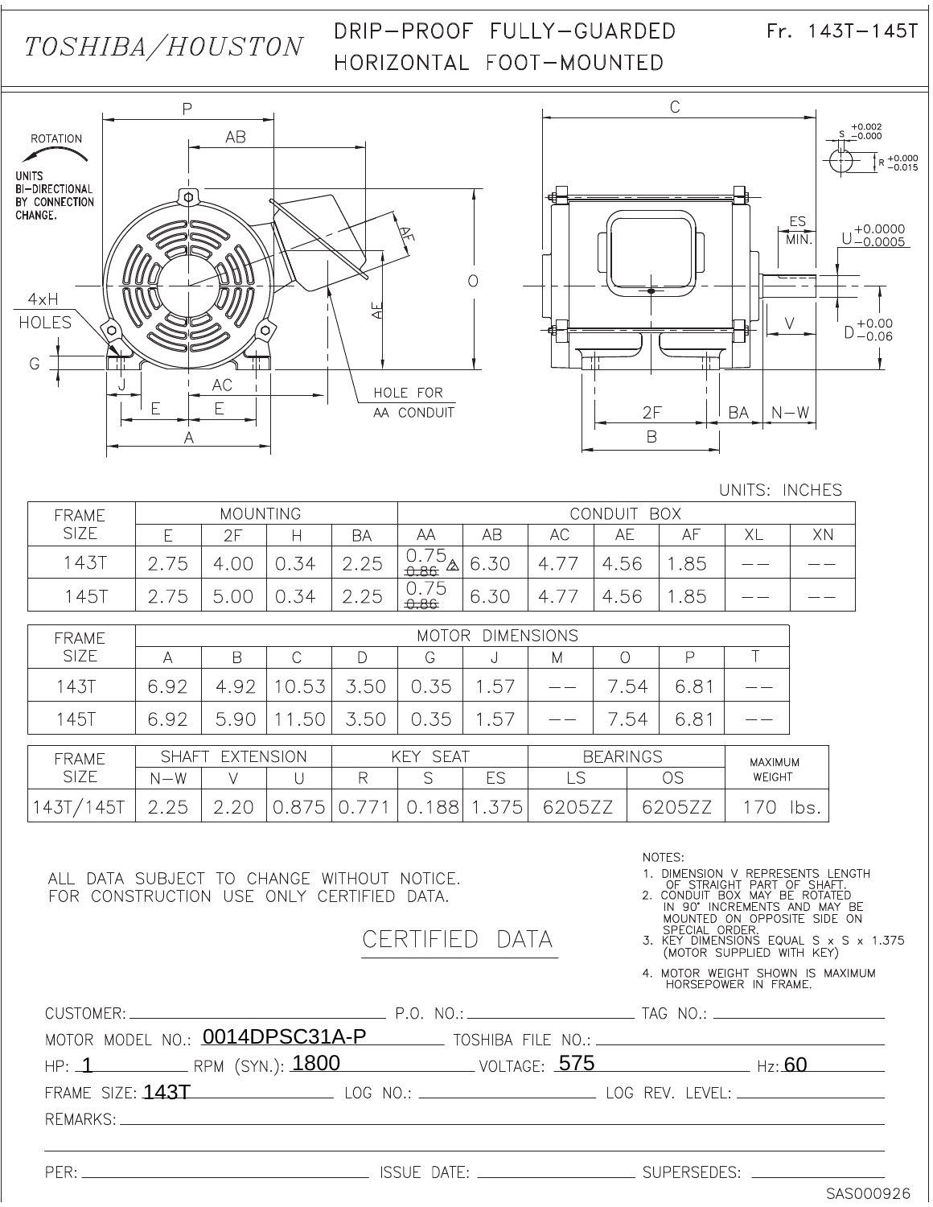# TOSHIBA/HOUSTON

## DRIP-PROOF FULLY-GUARDED HORIZONTAL FOOT-MOUNTED

Fr. 143T-145T

ROTATION

UNITS BI-DIRECTIONAL BY CONNECTION CHANGE.

4xH HOLES

HOLE FOR AA CONDUIT

S $^{+0.002}_{-0.000}$

R $^{+0.000}_{-0.015}$

ES MIN.

U $^{+0.0000}_{-0.0005}$

D $^{+0.00}_{-0.06}$

UNITS: INCHES

| FRAME SIZE | MOUNTING | | | | CONDUIT BOX | | | | | | |
|---|---|---|---|---|---|---|---|---|---|---|---|
| | E | 2F | H | BA | AA | AB | AC | AE | AF | XL | XN |
| 143T | 2.75 | 4.00 | 0.34 | 2.25 | 0.75 ~~0.86~~ △2 | 6.30 | 4.77 | 4.56 | 1.85 | -- | -- |
| 145T | 2.75 | 5.00 | 0.34 | 2.25 | 0.75 ~~0.86~~ | 6.30 | 4.77 | 4.56 | 1.85 | -- | -- |

| FRAME SIZE | MOTOR DIMENSIONS | | | | | | | | | |
|---|---|---|---|---|---|---|---|---|---|---|
| | A | B | C | D | G | J | M | O | P | T |
| 143T | 6.92 | 4.92 | 10.53 | 3.50 | 0.35 | 1.57 | -- | 7.54 | 6.81 | -- |
| 145T | 6.92 | 5.90 | 11.50 | 3.50 | 0.35 | 1.57 | -- | 7.54 | 6.81 | -- |

| FRAME SIZE | SHAFT EXTENSION | | | KEY SEAT | | | BEARINGS | | MAXIMUM WEIGHT |
|---|---|---|---|---|---|---|---|---|---|
| | N-W | V | U | R | S | ES | LS | OS | |
| 143T/145T | 2.25 | 2.20 | 0.875 | 0.771 | 0.188 | 1.375 | 6205ZZ | 6205ZZ | 170 lbs. |

ALL DATA SUBJECT TO CHANGE WITHOUT NOTICE.
FOR CONSTRUCTION USE ONLY CERTIFIED DATA.

NOTES:
1. DIMENSION V REPRESENTS LENGTH OF STRAIGHT PART OF SHAFT.
2. CONDUIT BOX MAY BE ROTATED IN 90° INCREMENTS AND MAY BE MOUNTED ON OPPOSITE SIDE ON SPECIAL ORDER.
3. KEY DIMENSIONS EQUAL S x S x 1.375 (MOTOR SUPPLIED WITH KEY)
4. MOTOR WEIGHT SHOWN IS MAXIMUM HORSEPOWER IN FRAME.

CERTIFIED DATA

CUSTOMER: ______ P.O. NO.: ______ TAG NO.: ______

MOTOR MODEL NO.: 0014DPSC31A-P TOSHIBA FILE NO.: ______

HP: 1 RPM (SYN.): 1800 VOLTAGE: 575 Hz: 60

FRAME SIZE: 143T LOG NO.: ______ LOG REV. LEVEL: ______

REMARKS: ______

PER: ______ ISSUE DATE: ______ SUPERSEDES: ______

SAS000926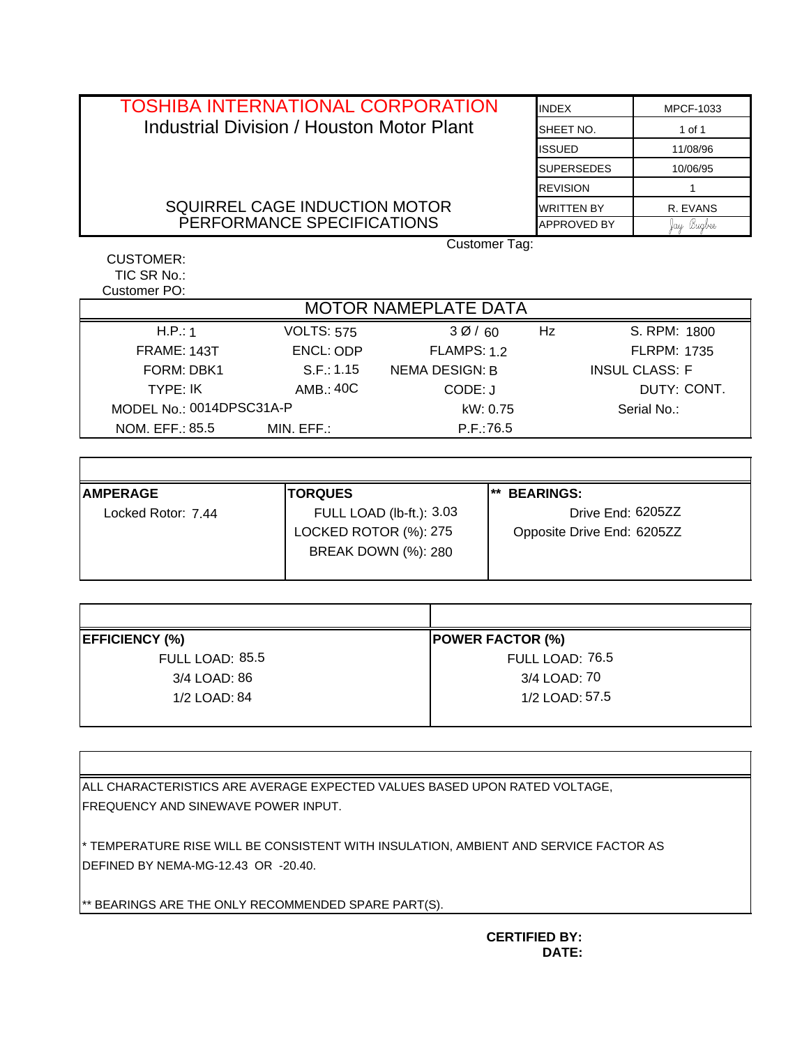# TOSHIBA INTERNATIONAL CORPORATION

Industrial Division / Houston Motor Plant

## SQUIRREL CAGE INDUCTION MOTOR PERFORMANCE SPECIFICATIONS

| | |
|---|---|
| INDEX | MPCF-1033 |
| SHEET NO. | 1 of 1 |
| ISSUED | 11/08/96 |
| SUPERSEDES | 10/06/95 |
| REVISION | 1 |
| WRITTEN BY | R. EVANS |
| APPROVED BY | Jay Bugbee |

Customer Tag:

CUSTOMER:
TIC SR No.:
Customer PO:

## MOTOR NAMEPLATE DATA

| | | | |
|---|---|---|---|
| H.P.: 1 | VOLTS: 575 | 3 Ø / 60 Hz | S. RPM: 1800 |
| FRAME: 143T | ENCL: ODP | FLAMPS: 1.2 | FLRPM: 1735 |
| FORM: DBK1 | S.F.: 1.15 | NEMA DESIGN: B | INSUL CLASS: F |
| TYPE: IK | AMB.: 40C | CODE: J | DUTY: CONT. |
| MODEL No.: 0014DPSC31A-P | | kW: 0.75 | Serial No.: |
| NOM. EFF.: 85.5 | MIN. EFF.: | P.F.:76.5 | |

| AMPERAGE | TORQUES | ** BEARINGS: |
|---|---|---|
| Locked Rotor: 7.44 | FULL LOAD (lb-ft.): 3.03 | Drive End: 6205ZZ |
| | LOCKED ROTOR (%): 275 | Opposite Drive End: 6205ZZ |
| | BREAK DOWN (%): 280 | |

| EFFICIENCY (%) | POWER FACTOR (%) |
|---|---|
| FULL LOAD: 85.5 | FULL LOAD: 76.5 |
| 3/4 LOAD: 86 | 3/4 LOAD: 70 |
| 1/2 LOAD: 84 | 1/2 LOAD: 57.5 |

ALL CHARACTERISTICS ARE AVERAGE EXPECTED VALUES BASED UPON RATED VOLTAGE, FREQUENCY AND SINEWAVE POWER INPUT.

* TEMPERATURE RISE WILL BE CONSISTENT WITH INSULATION, AMBIENT AND SERVICE FACTOR AS DEFINED BY NEMA-MG-12.43 OR -20.40.

** BEARINGS ARE THE ONLY RECOMMENDED SPARE PART(S).

**CERTIFIED BY:**
**DATE:**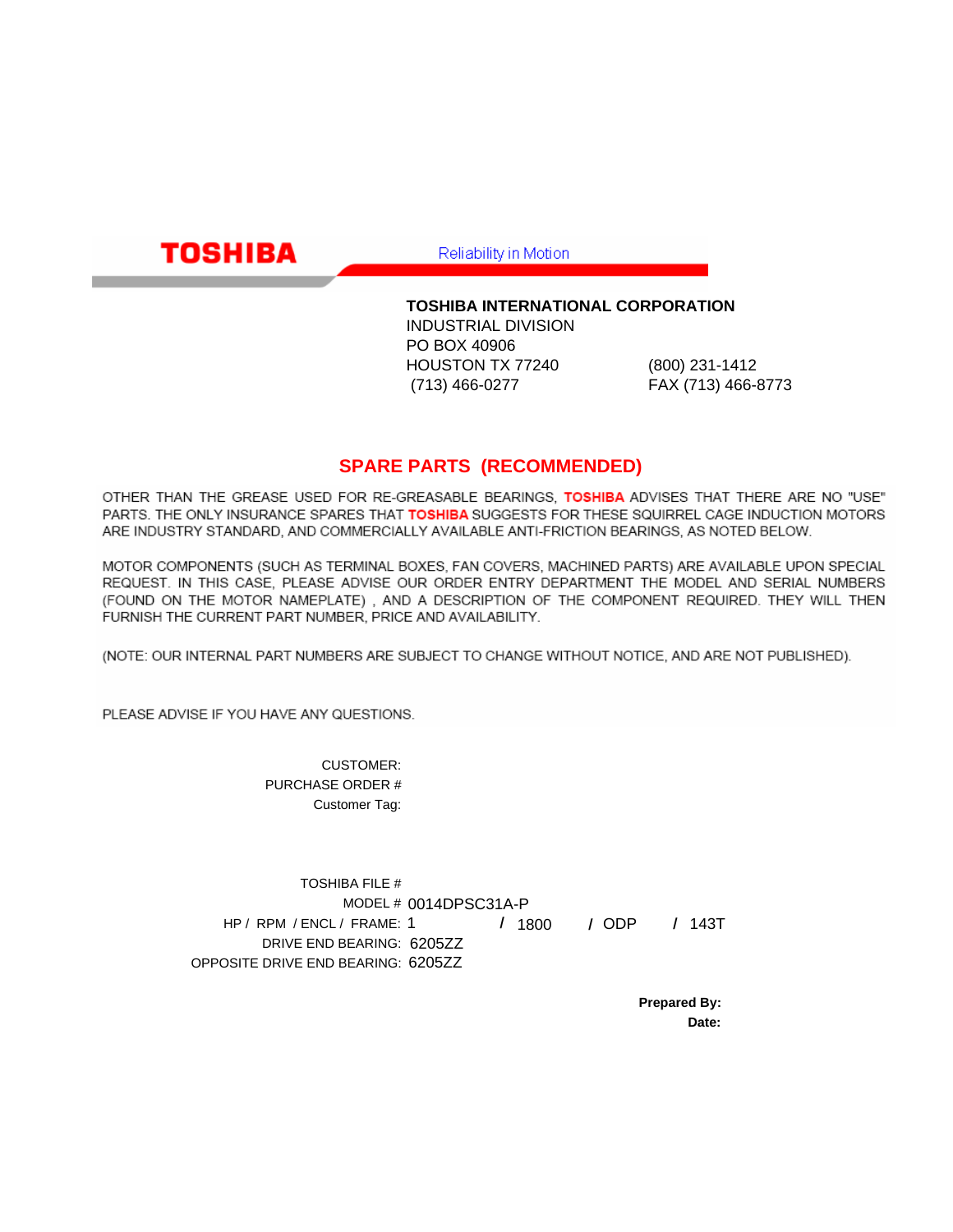**TOSHIBA** Reliability in Motion

**TOSHIBA INTERNATIONAL CORPORATION**
INDUSTRIAL DIVISION
PO BOX 40906
HOUSTON TX 77240 (800) 231-1412
(713) 466-0277 FAX (713) 466-8773

## SPARE PARTS (RECOMMENDED)

OTHER THAN THE GREASE USED FOR RE-GREASABLE BEARINGS, **TOSHIBA** ADVISES THAT THERE ARE NO "USE" PARTS. THE ONLY INSURANCE SPARES THAT **TOSHIBA** SUGGESTS FOR THESE SQUIRREL CAGE INDUCTION MOTORS ARE INDUSTRY STANDARD, AND COMMERCIALLY AVAILABLE ANTI-FRICTION BEARINGS, AS NOTED BELOW.

MOTOR COMPONENTS (SUCH AS TERMINAL BOXES, FAN COVERS, MACHINED PARTS) ARE AVAILABLE UPON SPECIAL REQUEST. IN THIS CASE, PLEASE ADVISE OUR ORDER ENTRY DEPARTMENT THE MODEL AND SERIAL NUMBERS (FOUND ON THE MOTOR NAMEPLATE) , AND A DESCRIPTION OF THE COMPONENT REQUIRED. THEY WILL THEN FURNISH THE CURRENT PART NUMBER, PRICE AND AVAILABILITY.

(NOTE: OUR INTERNAL PART NUMBERS ARE SUBJECT TO CHANGE WITHOUT NOTICE, AND ARE NOT PUBLISHED).

PLEASE ADVISE IF YOU HAVE ANY QUESTIONS.

CUSTOMER:
PURCHASE ORDER #
Customer Tag:

TOSHIBA FILE #
MODEL # 0014DPSC31A-P
HP / RPM / ENCL / FRAME: 1 / 1800 / ODP / 143T
DRIVE END BEARING: 6205ZZ
OPPOSITE DRIVE END BEARING: 6205ZZ

**Prepared By:**
**Date:**